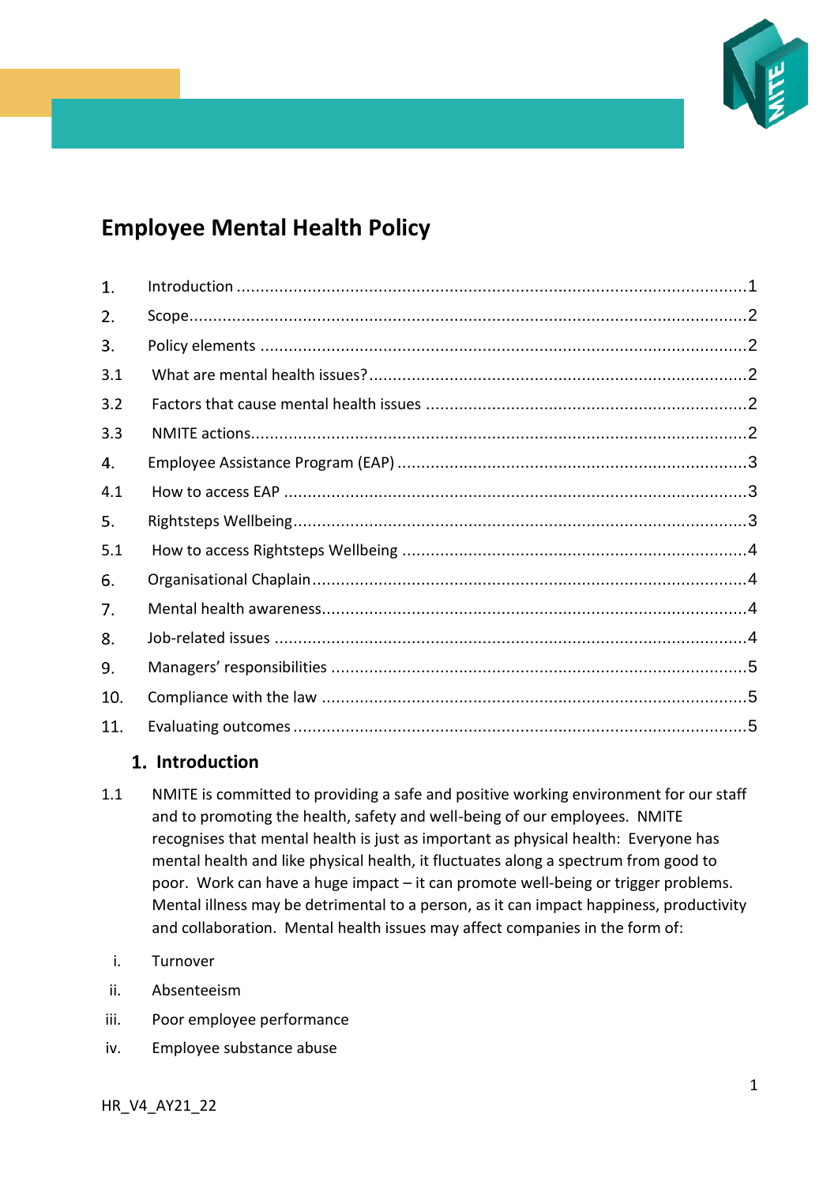# Employee Mental Health Policy

| | | |
|---|---|---|
| 1. | Introduction | 1 |
| 2. | Scope | 2 |
| 3. | Policy elements | 2 |
| 3.1 | What are mental health issues? | 2 |
| 3.2 | Factors that cause mental health issues | 2 |
| 3.3 | NMITE actions | 2 |
| 4. | Employee Assistance Program (EAP) | 3 |
| 4.1 | How to access EAP | 3 |
| 5. | Rightsteps Wellbeing | 3 |
| 5.1 | How to access Rightsteps Wellbeing | 4 |
| 6. | Organisational Chaplain | 4 |
| 7. | Mental health awareness | 4 |
| 8. | Job-related issues | 4 |
| 9. | Managers' responsibilities | 5 |
| 10. | Compliance with the law | 5 |
| 11. | Evaluating outcomes | 5 |

## 1. Introduction

1.1 NMITE is committed to providing a safe and positive working environment for our staff and to promoting the health, safety and well-being of our employees. NMITE recognises that mental health is just as important as physical health: Everyone has mental health and like physical health, it fluctuates along a spectrum from good to poor. Work can have a huge impact – it can promote well-being or trigger problems. Mental illness may be detrimental to a person, as it can impact happiness, productivity and collaboration. Mental health issues may affect companies in the form of:

i. Turnover
ii. Absenteeism
iii. Poor employee performance
iv. Employee substance abuse

HR_V4_AY21_22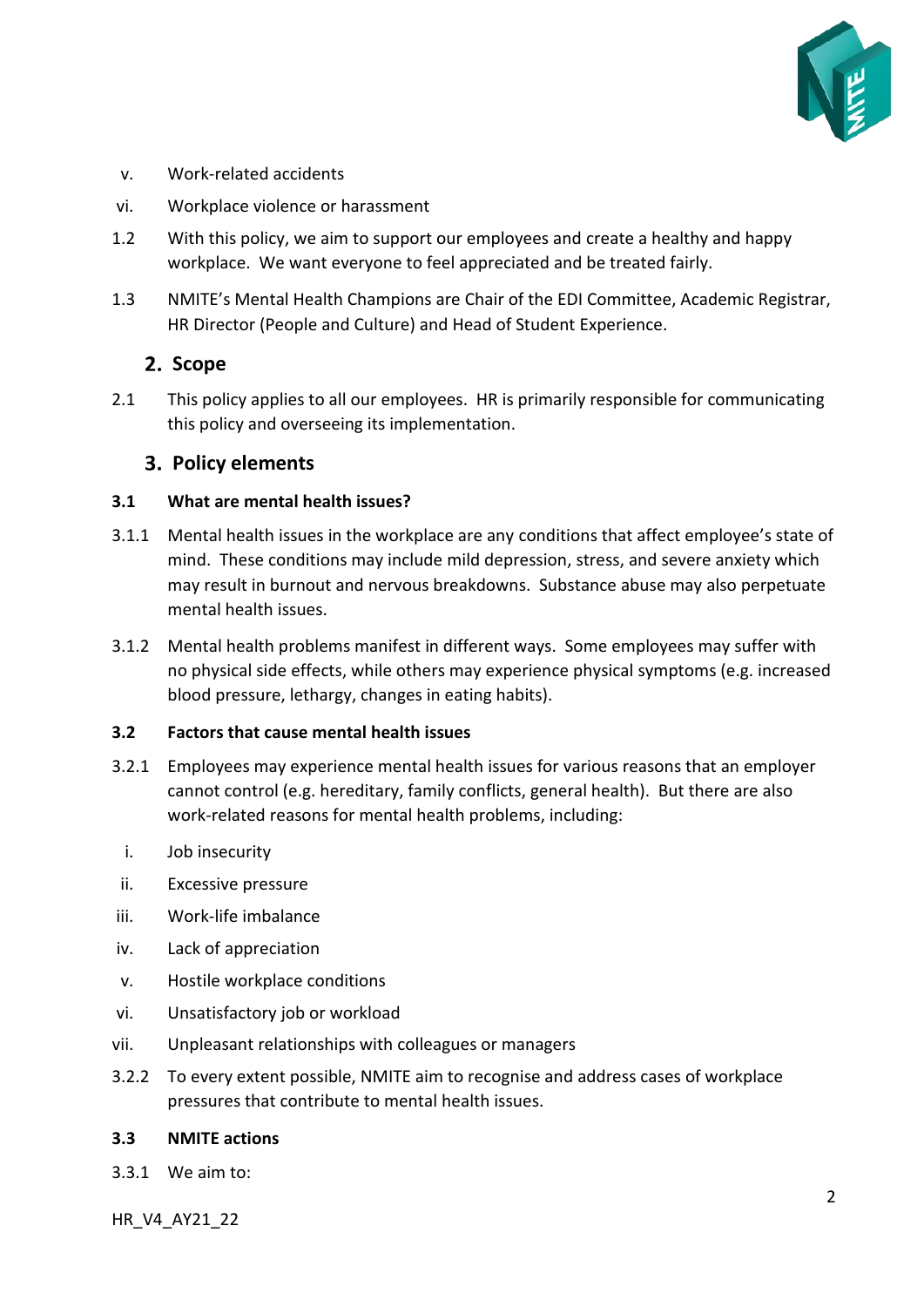v. Work-related accidents

vi. Workplace violence or harassment

1.2 With this policy, we aim to support our employees and create a healthy and happy workplace. We want everyone to feel appreciated and be treated fairly.

1.3 NMITE's Mental Health Champions are Chair of the EDI Committee, Academic Registrar, HR Director (People and Culture) and Head of Student Experience.

## 2. Scope

2.1 This policy applies to all our employees. HR is primarily responsible for communicating this policy and overseeing its implementation.

## 3. Policy elements

### 3.1 What are mental health issues?

3.1.1 Mental health issues in the workplace are any conditions that affect employee's state of mind. These conditions may include mild depression, stress, and severe anxiety which may result in burnout and nervous breakdowns. Substance abuse may also perpetuate mental health issues.

3.1.2 Mental health problems manifest in different ways. Some employees may suffer with no physical side effects, while others may experience physical symptoms (e.g. increased blood pressure, lethargy, changes in eating habits).

### 3.2 Factors that cause mental health issues

3.2.1 Employees may experience mental health issues for various reasons that an employer cannot control (e.g. hereditary, family conflicts, general health). But there are also work-related reasons for mental health problems, including:

i. Job insecurity

ii. Excessive pressure

iii. Work-life imbalance

iv. Lack of appreciation

v. Hostile workplace conditions

vi. Unsatisfactory job or workload

vii. Unpleasant relationships with colleagues or managers

3.2.2 To every extent possible, NMITE aim to recognise and address cases of workplace pressures that contribute to mental health issues.

### 3.3 NMITE actions

3.3.1 We aim to:

HR_V4_AY21_22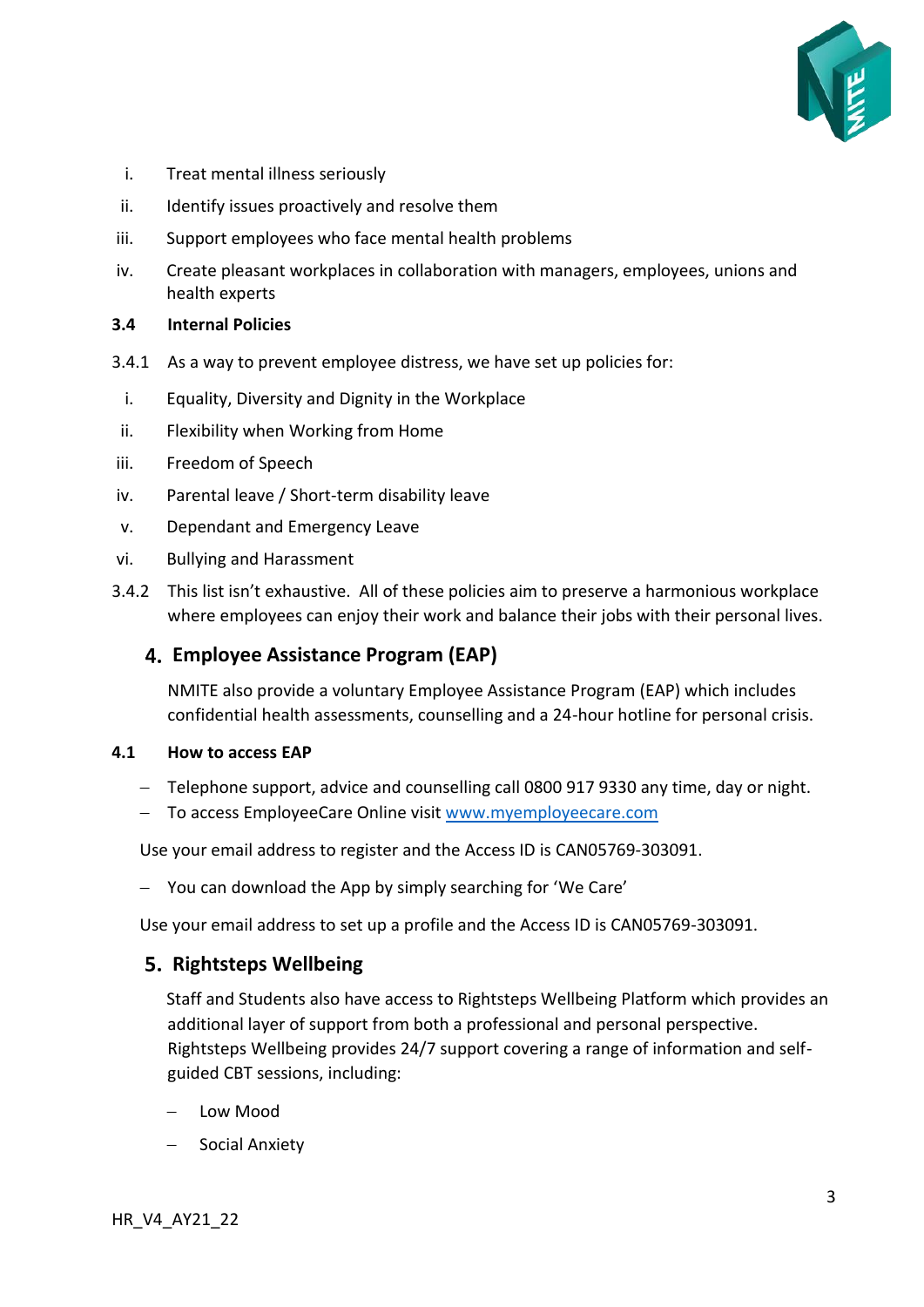i. Treat mental illness seriously
ii. Identify issues proactively and resolve them
iii. Support employees who face mental health problems
iv. Create pleasant workplaces in collaboration with managers, employees, unions and health experts

### 3.4 Internal Policies

3.4.1 As a way to prevent employee distress, we have set up policies for:

i. Equality, Diversity and Dignity in the Workplace
ii. Flexibility when Working from Home
iii. Freedom of Speech
iv. Parental leave / Short-term disability leave
v. Dependant and Emergency Leave
vi. Bullying and Harassment

3.4.2 This list isn't exhaustive. All of these policies aim to preserve a harmonious workplace where employees can enjoy their work and balance their jobs with their personal lives.

## 4. Employee Assistance Program (EAP)

NMITE also provide a voluntary Employee Assistance Program (EAP) which includes confidential health assessments, counselling and a 24-hour hotline for personal crisis.

### 4.1 How to access EAP

- Telephone support, advice and counselling call 0800 917 9330 any time, day or night.
- To access EmployeeCare Online visit [www.myemployeecare.com](http://www.myemployeecare.com)

Use your email address to register and the Access ID is CAN05769-303091.

- You can download the App by simply searching for 'We Care'

Use your email address to set up a profile and the Access ID is CAN05769-303091.

## 5. Rightsteps Wellbeing

Staff and Students also have access to Rightsteps Wellbeing Platform which provides an additional layer of support from both a professional and personal perspective. Rightsteps Wellbeing provides 24/7 support covering a range of information and self-guided CBT sessions, including:

- Low Mood
- Social Anxiety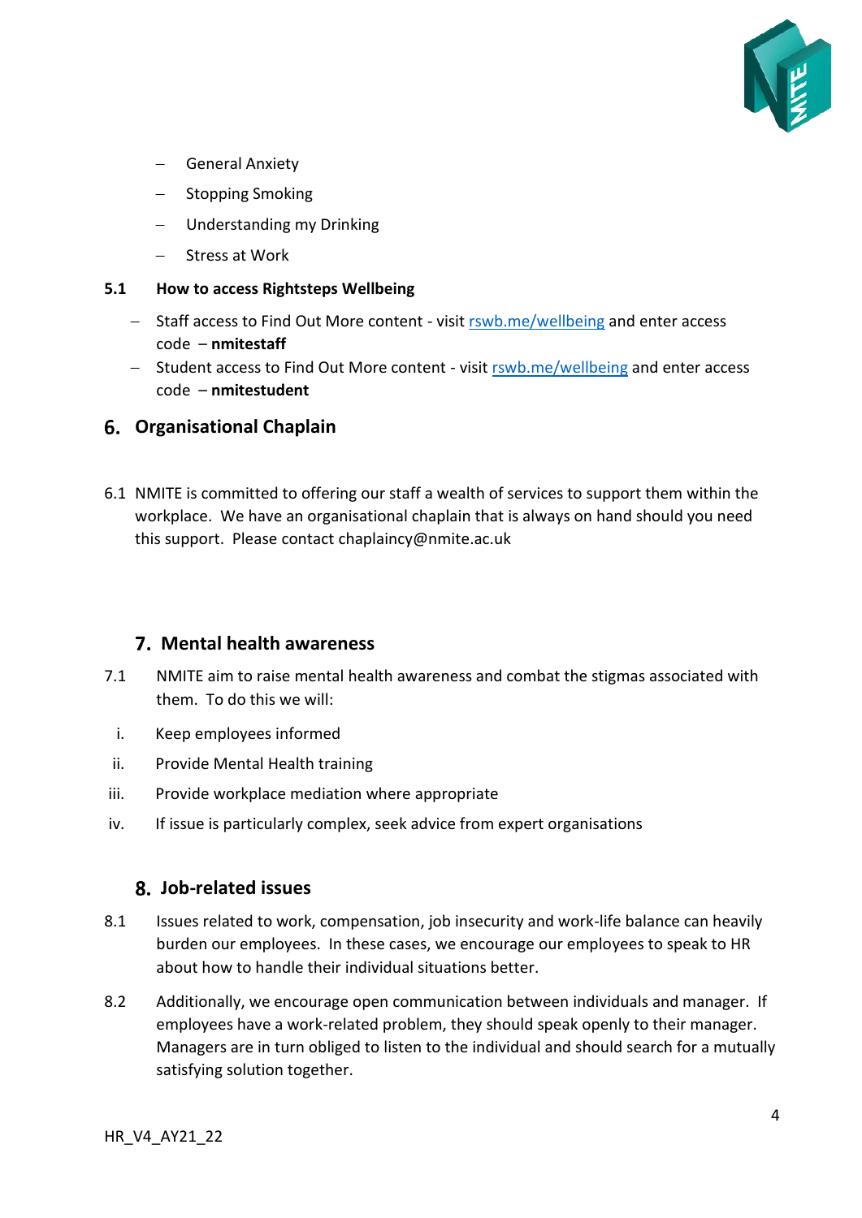- General Anxiety
- Stopping Smoking
- Understanding my Drinking
- Stress at Work

**5.1 How to access Rightsteps Wellbeing**

- Staff access to Find Out More content - visit [rswb.me/wellbeing](rswb.me/wellbeing) and enter access code – **nmitestaff**
- Student access to Find Out More content - visit [rswb.me/wellbeing](rswb.me/wellbeing) and enter access code – **nmitestudent**

## 6. Organisational Chaplain

6.1 NMITE is committed to offering our staff a wealth of services to support them within the workplace. We have an organisational chaplain that is always on hand should you need this support. Please contact chaplaincy@nmite.ac.uk

## 7. Mental health awareness

7.1 NMITE aim to raise mental health awareness and combat the stigmas associated with them. To do this we will:

i. Keep employees informed

ii. Provide Mental Health training

iii. Provide workplace mediation where appropriate

iv. If issue is particularly complex, seek advice from expert organisations

## 8. Job-related issues

8.1 Issues related to work, compensation, job insecurity and work-life balance can heavily burden our employees. In these cases, we encourage our employees to speak to HR about how to handle their individual situations better.

8.2 Additionally, we encourage open communication between individuals and manager. If employees have a work-related problem, they should speak openly to their manager. Managers are in turn obliged to listen to the individual and should search for a mutually satisfying solution together.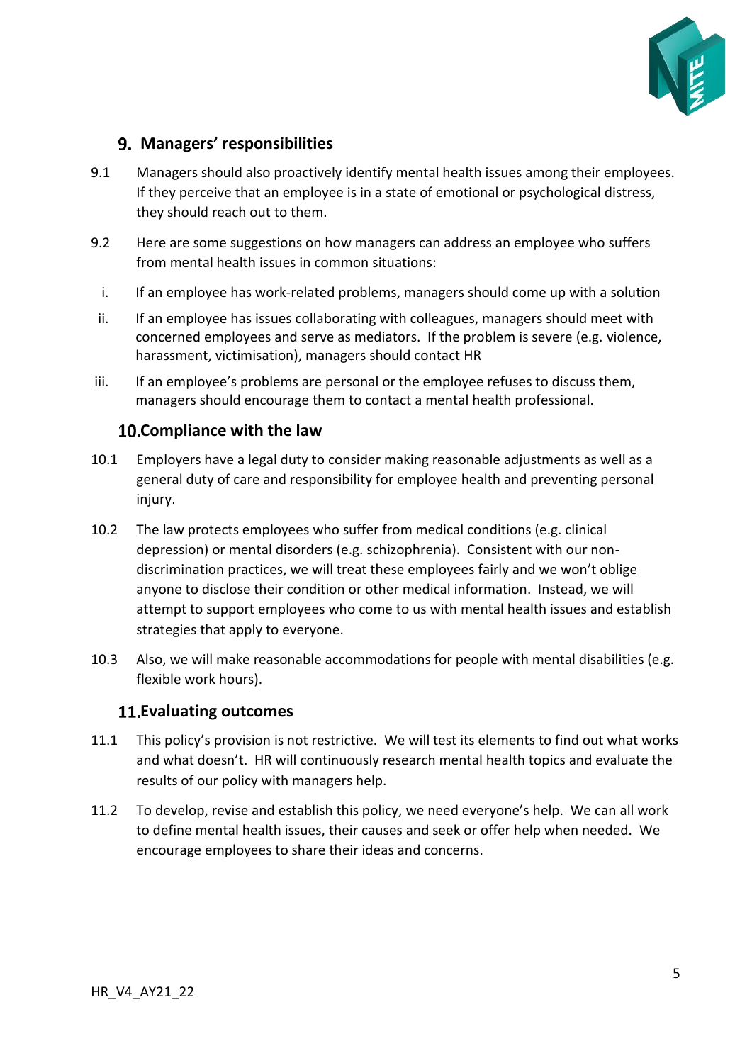## 9. Managers' responsibilities

9.1 Managers should also proactively identify mental health issues among their employees. If they perceive that an employee is in a state of emotional or psychological distress, they should reach out to them.

9.2 Here are some suggestions on how managers can address an employee who suffers from mental health issues in common situations:

i. If an employee has work-related problems, managers should come up with a solution

ii. If an employee has issues collaborating with colleagues, managers should meet with concerned employees and serve as mediators. If the problem is severe (e.g. violence, harassment, victimisation), managers should contact HR

iii. If an employee's problems are personal or the employee refuses to discuss them, managers should encourage them to contact a mental health professional.

## 10. Compliance with the law

10.1 Employers have a legal duty to consider making reasonable adjustments as well as a general duty of care and responsibility for employee health and preventing personal injury.

10.2 The law protects employees who suffer from medical conditions (e.g. clinical depression) or mental disorders (e.g. schizophrenia). Consistent with our non-discrimination practices, we will treat these employees fairly and we won't oblige anyone to disclose their condition or other medical information. Instead, we will attempt to support employees who come to us with mental health issues and establish strategies that apply to everyone.

10.3 Also, we will make reasonable accommodations for people with mental disabilities (e.g. flexible work hours).

## 11. Evaluating outcomes

11.1 This policy's provision is not restrictive. We will test its elements to find out what works and what doesn't. HR will continuously research mental health topics and evaluate the results of our policy with managers help.

11.2 To develop, revise and establish this policy, we need everyone's help. We can all work to define mental health issues, their causes and seek or offer help when needed. We encourage employees to share their ideas and concerns.